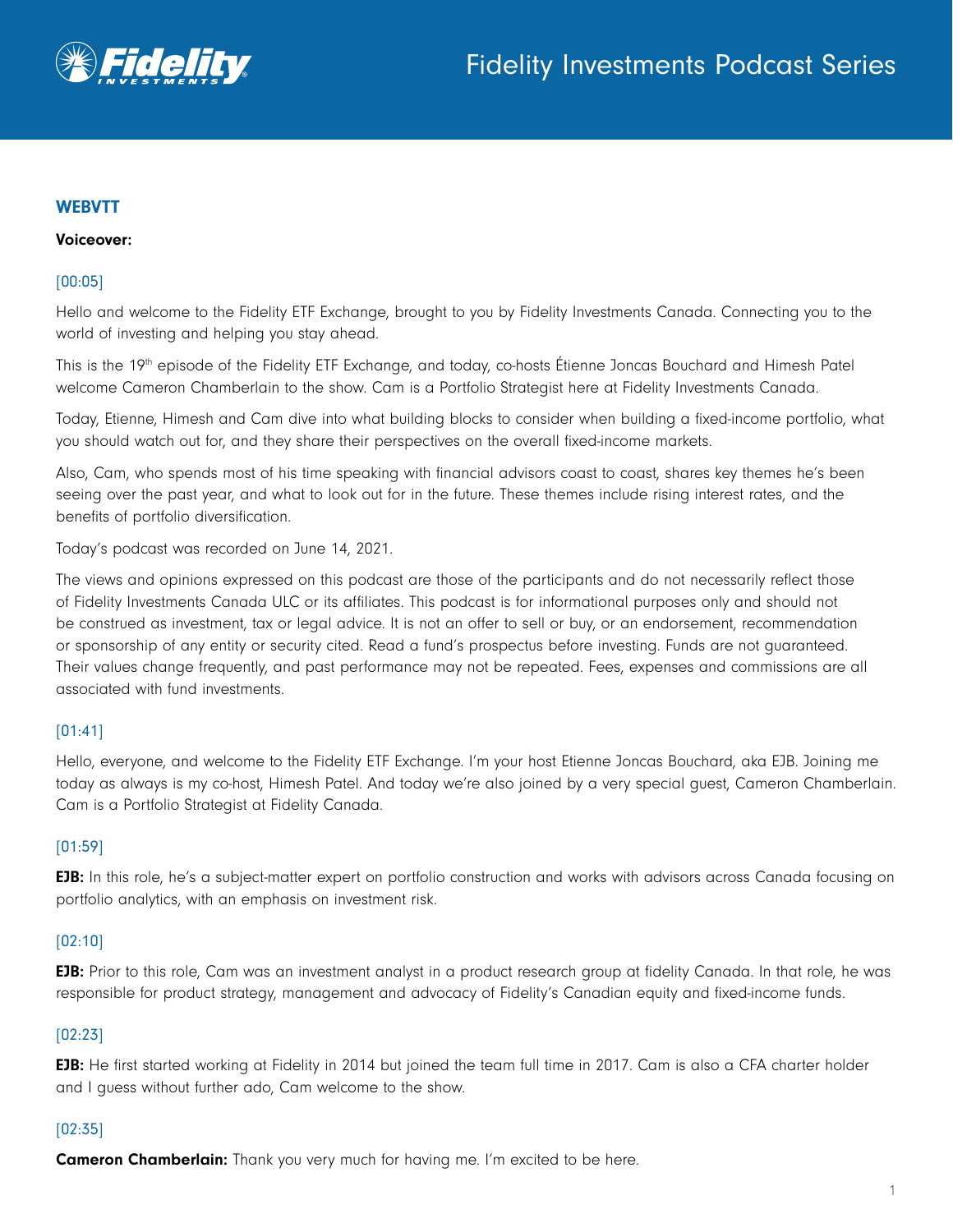**WEBVTT**

**Voiceover:**

[00:05]

Hello and welcome to the Fidelity ETF Exchange, brought to you by Fidelity Investments Canada. Connecting you to the world of investing and helping you stay ahead.

This is the 19th episode of the Fidelity ETF Exchange, and today, co-hosts Étienne Joncas Bouchard and Himesh Patel welcome Cameron Chamberlain to the show. Cam is a Portfolio Strategist here at Fidelity Investments Canada.

Today, Etienne, Himesh and Cam dive into what building blocks to consider when building a fixed-income portfolio, what you should watch out for, and they share their perspectives on the overall fixed-income markets.

Also, Cam, who spends most of his time speaking with financial advisors coast to coast, shares key themes he's been seeing over the past year, and what to look out for in the future. These themes include rising interest rates, and the benefits of portfolio diversification.

Today's podcast was recorded on June 14, 2021.

The views and opinions expressed on this podcast are those of the participants and do not necessarily reflect those of Fidelity Investments Canada ULC or its affiliates. This podcast is for informational purposes only and should not be construed as investment, tax or legal advice. It is not an offer to sell or buy, or an endorsement, recommendation or sponsorship of any entity or security cited. Read a fund's prospectus before investing. Funds are not guaranteed. Their values change frequently, and past performance may not be repeated. Fees, expenses and commissions are all associated with fund investments.

[01:41]

Hello, everyone, and welcome to the Fidelity ETF Exchange. I'm your host Etienne Joncas Bouchard, aka EJB. Joining me today as always is my co-host, Himesh Patel. And today we're also joined by a very special guest, Cameron Chamberlain. Cam is a Portfolio Strategist at Fidelity Canada.

[01:59]

**EJB:** In this role, he's a subject-matter expert on portfolio construction and works with advisors across Canada focusing on portfolio analytics, with an emphasis on investment risk.

[02:10]

**EJB:** Prior to this role, Cam was an investment analyst in a product research group at fidelity Canada. In that role, he was responsible for product strategy, management and advocacy of Fidelity's Canadian equity and fixed-income funds.

[02:23]

**EJB:** He first started working at Fidelity in 2014 but joined the team full time in 2017. Cam is also a CFA charter holder and I guess without further ado, Cam welcome to the show.

[02:35]

**Cameron Chamberlain:** Thank you very much for having me. I'm excited to be here.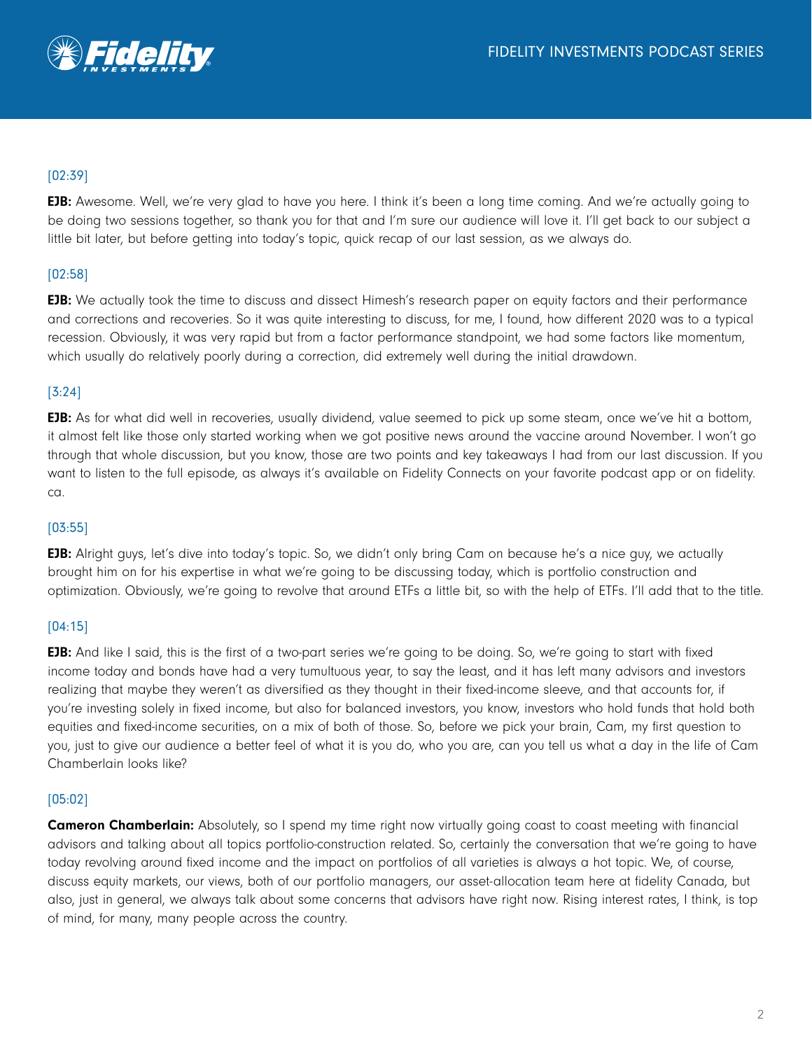[02:39]

**EJB:** Awesome. Well, we're very glad to have you here. I think it's been a long time coming. And we're actually going to be doing two sessions together, so thank you for that and I'm sure our audience will love it. I'll get back to our subject a little bit later, but before getting into today's topic, quick recap of our last session, as we always do.

[02:58]

**EJB:** We actually took the time to discuss and dissect Himesh's research paper on equity factors and their performance and corrections and recoveries. So it was quite interesting to discuss, for me, I found, how different 2020 was to a typical recession. Obviously, it was very rapid but from a factor performance standpoint, we had some factors like momentum, which usually do relatively poorly during a correction, did extremely well during the initial drawdown.

[3:24]

**EJB:** As for what did well in recoveries, usually dividend, value seemed to pick up some steam, once we've hit a bottom, it almost felt like those only started working when we got positive news around the vaccine around November. I won't go through that whole discussion, but you know, those are two points and key takeaways I had from our last discussion. If you want to listen to the full episode, as always it's available on Fidelity Connects on your favorite podcast app or on fidelity.ca.

[03:55]

**EJB:** Alright guys, let's dive into today's topic. So, we didn't only bring Cam on because he's a nice guy, we actually brought him on for his expertise in what we're going to be discussing today, which is portfolio construction and optimization. Obviously, we're going to revolve that around ETFs a little bit, so with the help of ETFs. I'll add that to the title.

[04:15]

**EJB:** And like I said, this is the first of a two-part series we're going to be doing. So, we're going to start with fixed income today and bonds have had a very tumultuous year, to say the least, and it has left many advisors and investors realizing that maybe they weren't as diversified as they thought in their fixed-income sleeve, and that accounts for, if you're investing solely in fixed income, but also for balanced investors, you know, investors who hold funds that hold both equities and fixed-income securities, on a mix of both of those. So, before we pick your brain, Cam, my first question to you, just to give our audience a better feel of what it is you do, who you are, can you tell us what a day in the life of Cam Chamberlain looks like?

[05:02]

**Cameron Chamberlain:** Absolutely, so I spend my time right now virtually going coast to coast meeting with financial advisors and talking about all topics portfolio-construction related. So, certainly the conversation that we're going to have today revolving around fixed income and the impact on portfolios of all varieties is always a hot topic. We, of course, discuss equity markets, our views, both of our portfolio managers, our asset-allocation team here at fidelity Canada, but also, just in general, we always talk about some concerns that advisors have right now. Rising interest rates, I think, is top of mind, for many, many people across the country.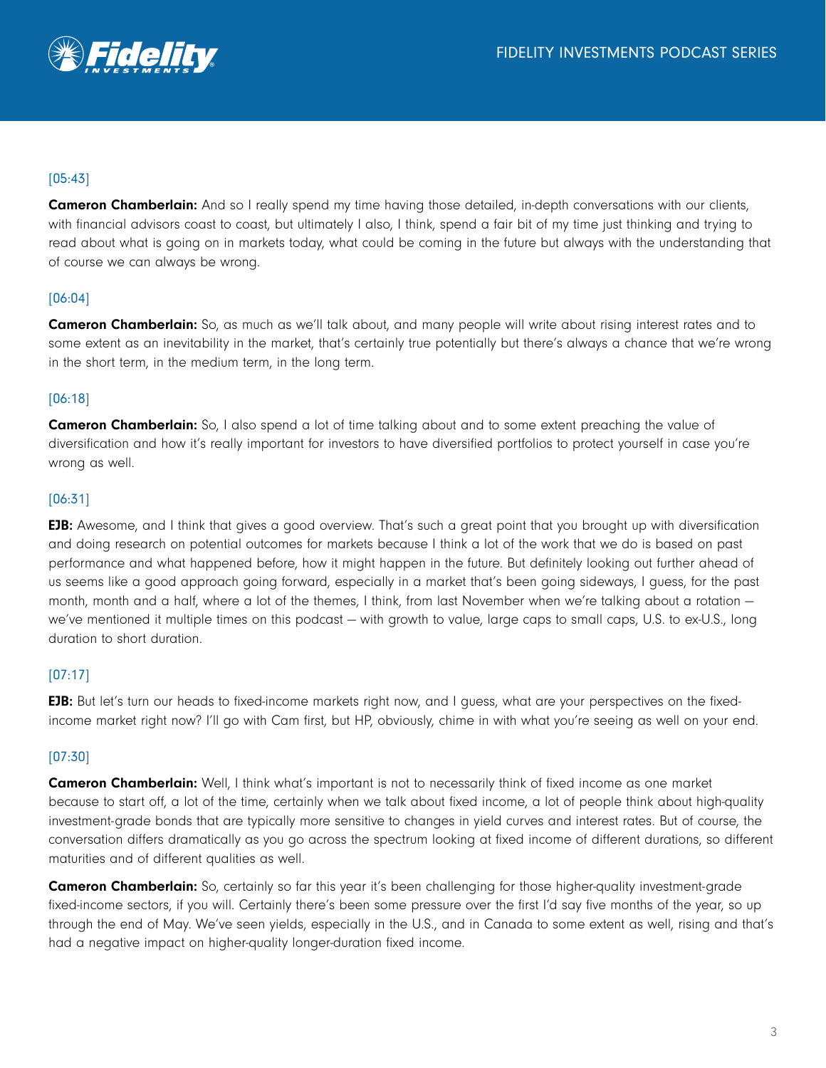[05:43]

**Cameron Chamberlain:** And so I really spend my time having those detailed, in-depth conversations with our clients, with financial advisors coast to coast, but ultimately I also, I think, spend a fair bit of my time just thinking and trying to read about what is going on in markets today, what could be coming in the future but always with the understanding that of course we can always be wrong.

[06:04]

**Cameron Chamberlain:** So, as much as we'll talk about, and many people will write about rising interest rates and to some extent as an inevitability in the market, that's certainly true potentially but there's always a chance that we're wrong in the short term, in the medium term, in the long term.

[06:18]

**Cameron Chamberlain:** So, I also spend a lot of time talking about and to some extent preaching the value of diversification and how it's really important for investors to have diversified portfolios to protect yourself in case you're wrong as well.

[06:31]

**EJB:** Awesome, and I think that gives a good overview. That's such a great point that you brought up with diversification and doing research on potential outcomes for markets because I think a lot of the work that we do is based on past performance and what happened before, how it might happen in the future. But definitely looking out further ahead of us seems like a good approach going forward, especially in a market that's been going sideways, I guess, for the past month, month and a half, where a lot of the themes, I think, from last November when we're talking about a rotation — we've mentioned it multiple times on this podcast — with growth to value, large caps to small caps, U.S. to ex-U.S., long duration to short duration.

[07:17]

**EJB:** But let's turn our heads to fixed-income markets right now, and I guess, what are your perspectives on the fixed-income market right now? I'll go with Cam first, but HP, obviously, chime in with what you're seeing as well on your end.

[07:30]

**Cameron Chamberlain:** Well, I think what's important is not to necessarily think of fixed income as one market because to start off, a lot of the time, certainly when we talk about fixed income, a lot of people think about high-quality investment-grade bonds that are typically more sensitive to changes in yield curves and interest rates. But of course, the conversation differs dramatically as you go across the spectrum looking at fixed income of different durations, so different maturities and of different qualities as well.

**Cameron Chamberlain:** So, certainly so far this year it's been challenging for those higher-quality investment-grade fixed-income sectors, if you will. Certainly there's been some pressure over the first I'd say five months of the year, so up through the end of May. We've seen yields, especially in the U.S., and in Canada to some extent as well, rising and that's had a negative impact on higher-quality longer-duration fixed income.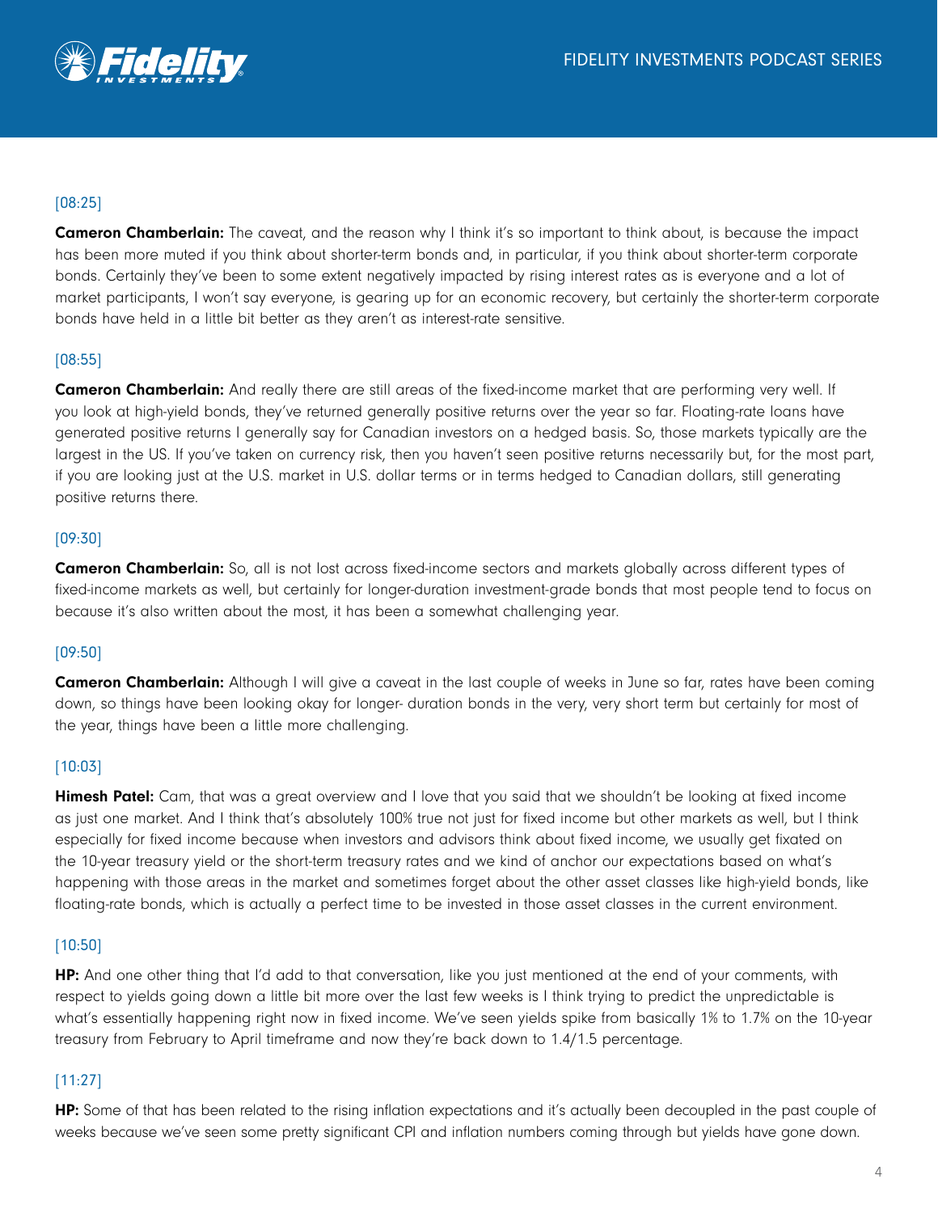[08:25]

**Cameron Chamberlain:** The caveat, and the reason why I think it's so important to think about, is because the impact has been more muted if you think about shorter-term bonds and, in particular, if you think about shorter-term corporate bonds. Certainly they've been to some extent negatively impacted by rising interest rates as is everyone and a lot of market participants, I won't say everyone, is gearing up for an economic recovery, but certainly the shorter-term corporate bonds have held in a little bit better as they aren't as interest-rate sensitive.

[08:55]

**Cameron Chamberlain:** And really there are still areas of the fixed-income market that are performing very well. If you look at high-yield bonds, they've returned generally positive returns over the year so far. Floating-rate loans have generated positive returns I generally say for Canadian investors on a hedged basis. So, those markets typically are the largest in the US. If you've taken on currency risk, then you haven't seen positive returns necessarily but, for the most part, if you are looking just at the U.S. market in U.S. dollar terms or in terms hedged to Canadian dollars, still generating positive returns there.

[09:30]

**Cameron Chamberlain:** So, all is not lost across fixed-income sectors and markets globally across different types of fixed-income markets as well, but certainly for longer-duration investment-grade bonds that most people tend to focus on because it's also written about the most, it has been a somewhat challenging year.

[09:50]

**Cameron Chamberlain:** Although I will give a caveat in the last couple of weeks in June so far, rates have been coming down, so things have been looking okay for longer- duration bonds in the very, very short term but certainly for most of the year, things have been a little more challenging.

[10:03]

**Himesh Patel:** Cam, that was a great overview and I love that you said that we shouldn't be looking at fixed income as just one market. And I think that's absolutely 100% true not just for fixed income but other markets as well, but I think especially for fixed income because when investors and advisors think about fixed income, we usually get fixated on the 10-year treasury yield or the short-term treasury rates and we kind of anchor our expectations based on what's happening with those areas in the market and sometimes forget about the other asset classes like high-yield bonds, like floating-rate bonds, which is actually a perfect time to be invested in those asset classes in the current environment.

[10:50]

**HP:** And one other thing that I'd add to that conversation, like you just mentioned at the end of your comments, with respect to yields going down a little bit more over the last few weeks is I think trying to predict the unpredictable is what's essentially happening right now in fixed income. We've seen yields spike from basically 1% to 1.7% on the 10-year treasury from February to April timeframe and now they're back down to 1.4/1.5 percentage.

[11:27]

**HP:** Some of that has been related to the rising inflation expectations and it's actually been decoupled in the past couple of weeks because we've seen some pretty significant CPI and inflation numbers coming through but yields have gone down.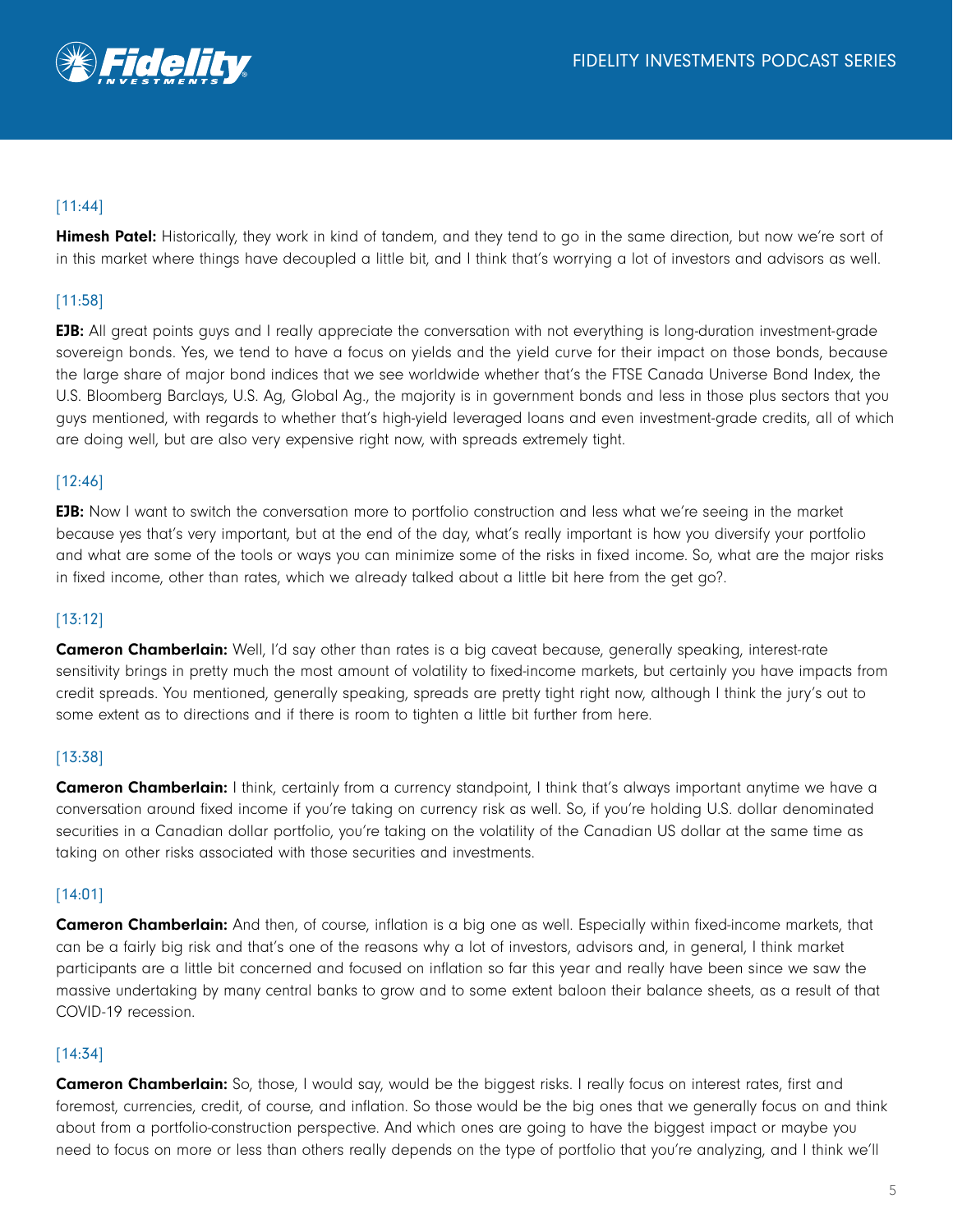[11:44]

**Himesh Patel:** Historically, they work in kind of tandem, and they tend to go in the same direction, but now we're sort of in this market where things have decoupled a little bit, and I think that's worrying a lot of investors and advisors as well.

[11:58]

**EJB:** All great points guys and I really appreciate the conversation with not everything is long-duration investment-grade sovereign bonds. Yes, we tend to have a focus on yields and the yield curve for their impact on those bonds, because the large share of major bond indices that we see worldwide whether that's the FTSE Canada Universe Bond Index, the U.S. Bloomberg Barclays, U.S. Ag, Global Ag., the majority is in government bonds and less in those plus sectors that you guys mentioned, with regards to whether that's high-yield leveraged loans and even investment-grade credits, all of which are doing well, but are also very expensive right now, with spreads extremely tight.

[12:46]

**EJB:** Now I want to switch the conversation more to portfolio construction and less what we're seeing in the market because yes that's very important, but at the end of the day, what's really important is how you diversify your portfolio and what are some of the tools or ways you can minimize some of the risks in fixed income. So, what are the major risks in fixed income, other than rates, which we already talked about a little bit here from the get go?.

[13:12]

**Cameron Chamberlain:** Well, I'd say other than rates is a big caveat because, generally speaking, interest-rate sensitivity brings in pretty much the most amount of volatility to fixed-income markets, but certainly you have impacts from credit spreads. You mentioned, generally speaking, spreads are pretty tight right now, although I think the jury's out to some extent as to directions and if there is room to tighten a little bit further from here.

[13:38]

**Cameron Chamberlain:** I think, certainly from a currency standpoint, I think that's always important anytime we have a conversation around fixed income if you're taking on currency risk as well. So, if you're holding U.S. dollar denominated securities in a Canadian dollar portfolio, you're taking on the volatility of the Canadian US dollar at the same time as taking on other risks associated with those securities and investments.

[14:01]

**Cameron Chamberlain:** And then, of course, inflation is a big one as well. Especially within fixed-income markets, that can be a fairly big risk and that's one of the reasons why a lot of investors, advisors and, in general, I think market participants are a little bit concerned and focused on inflation so far this year and really have been since we saw the massive undertaking by many central banks to grow and to some extent baloon their balance sheets, as a result of that COVID-19 recession.

[14:34]

**Cameron Chamberlain:** So, those, I would say, would be the biggest risks. I really focus on interest rates, first and foremost, currencies, credit, of course, and inflation. So those would be the big ones that we generally focus on and think about from a portfolio-construction perspective. And which ones are going to have the biggest impact or maybe you need to focus on more or less than others really depends on the type of portfolio that you're analyzing, and I think we'll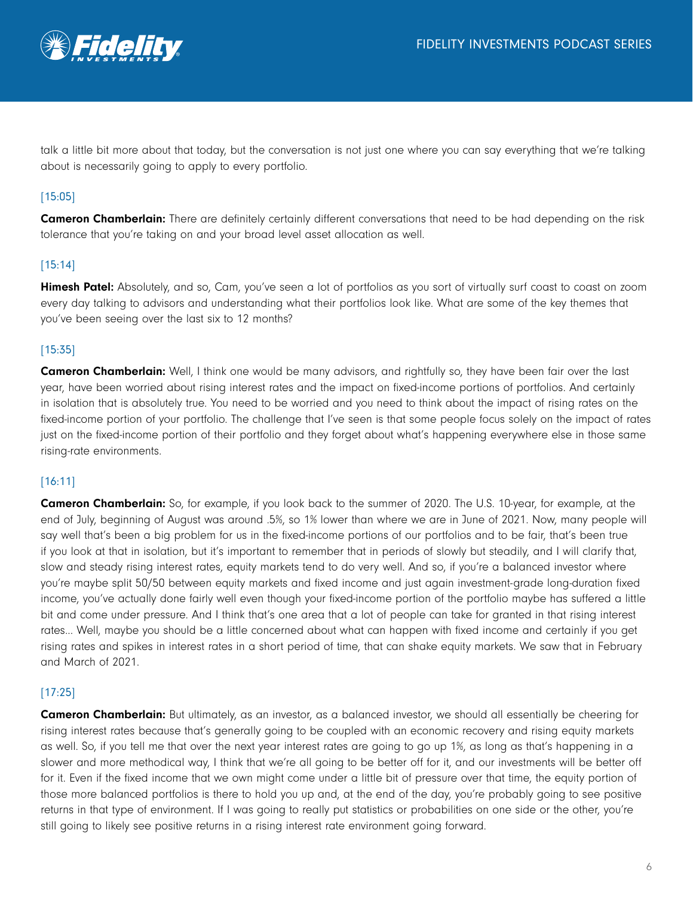talk a little bit more about that today, but the conversation is not just one where you can say everything that we're talking about is necessarily going to apply to every portfolio.

[15:05]

**Cameron Chamberlain:** There are definitely certainly different conversations that need to be had depending on the risk tolerance that you're taking on and your broad level asset allocation as well.

[15:14]

**Himesh Patel:** Absolutely, and so, Cam, you've seen a lot of portfolios as you sort of virtually surf coast to coast on zoom every day talking to advisors and understanding what their portfolios look like. What are some of the key themes that you've been seeing over the last six to 12 months?

[15:35]

**Cameron Chamberlain:** Well, I think one would be many advisors, and rightfully so, they have been fair over the last year, have been worried about rising interest rates and the impact on fixed-income portions of portfolios. And certainly in isolation that is absolutely true. You need to be worried and you need to think about the impact of rising rates on the fixed-income portion of your portfolio. The challenge that I've seen is that some people focus solely on the impact of rates just on the fixed-income portion of their portfolio and they forget about what's happening everywhere else in those same rising-rate environments.

[16:11]

**Cameron Chamberlain:** So, for example, if you look back to the summer of 2020. The U.S. 10-year, for example, at the end of July, beginning of August was around .5%, so 1% lower than where we are in June of 2021. Now, many people will say well that's been a big problem for us in the fixed-income portions of our portfolios and to be fair, that's been true if you look at that in isolation, but it's important to remember that in periods of slowly but steadily, and I will clarify that, slow and steady rising interest rates, equity markets tend to do very well. And so, if you're a balanced investor where you're maybe split 50/50 between equity markets and fixed income and just again investment-grade long-duration fixed income, you've actually done fairly well even though your fixed-income portion of the portfolio maybe has suffered a little bit and come under pressure. And I think that's one area that a lot of people can take for granted in that rising interest rates... Well, maybe you should be a little concerned about what can happen with fixed income and certainly if you get rising rates and spikes in interest rates in a short period of time, that can shake equity markets. We saw that in February and March of 2021.

[17:25]

**Cameron Chamberlain:** But ultimately, as an investor, as a balanced investor, we should all essentially be cheering for rising interest rates because that's generally going to be coupled with an economic recovery and rising equity markets as well. So, if you tell me that over the next year interest rates are going to go up 1%, as long as that's happening in a slower and more methodical way, I think that we're all going to be better off for it, and our investments will be better off for it. Even if the fixed income that we own might come under a little bit of pressure over that time, the equity portion of those more balanced portfolios is there to hold you up and, at the end of the day, you're probably going to see positive returns in that type of environment. If I was going to really put statistics or probabilities on one side or the other, you're still going to likely see positive returns in a rising interest rate environment going forward.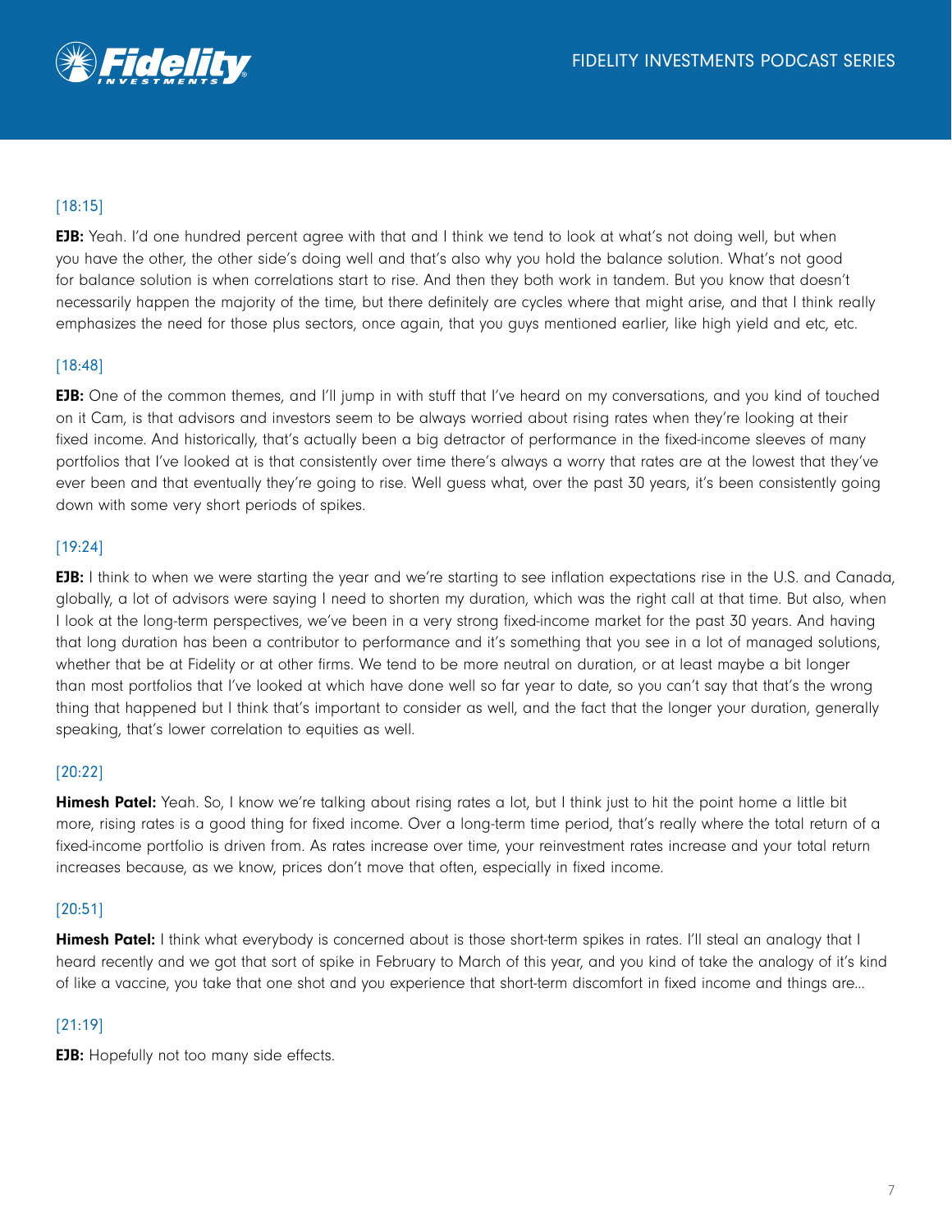[18:15]

**EJB:** Yeah. I'd one hundred percent agree with that and I think we tend to look at what's not doing well, but when you have the other, the other side's doing well and that's also why you hold the balance solution. What's not good for balance solution is when correlations start to rise. And then they both work in tandem. But you know that doesn't necessarily happen the majority of the time, but there definitely are cycles where that might arise, and that I think really emphasizes the need for those plus sectors, once again, that you guys mentioned earlier, like high yield and etc, etc.

[18:48]

**EJB:** One of the common themes, and I'll jump in with stuff that I've heard on my conversations, and you kind of touched on it Cam, is that advisors and investors seem to be always worried about rising rates when they're looking at their fixed income. And historically, that's actually been a big detractor of performance in the fixed-income sleeves of many portfolios that I've looked at is that consistently over time there's always a worry that rates are at the lowest that they've ever been and that eventually they're going to rise. Well guess what, over the past 30 years, it's been consistently going down with some very short periods of spikes.

[19:24]

**EJB:** I think to when we were starting the year and we're starting to see inflation expectations rise in the U.S. and Canada, globally, a lot of advisors were saying I need to shorten my duration, which was the right call at that time. But also, when I look at the long-term perspectives, we've been in a very strong fixed-income market for the past 30 years. And having that long duration has been a contributor to performance and it's something that you see in a lot of managed solutions, whether that be at Fidelity or at other firms. We tend to be more neutral on duration, or at least maybe a bit longer than most portfolios that I've looked at which have done well so far year to date, so you can't say that that's the wrong thing that happened but I think that's important to consider as well, and the fact that the longer your duration, generally speaking, that's lower correlation to equities as well.

[20:22]

**Himesh Patel:** Yeah. So, I know we're talking about rising rates a lot, but I think just to hit the point home a little bit more, rising rates is a good thing for fixed income. Over a long-term time period, that's really where the total return of a fixed-income portfolio is driven from. As rates increase over time, your reinvestment rates increase and your total return increases because, as we know, prices don't move that often, especially in fixed income.

[20:51]

**Himesh Patel:** I think what everybody is concerned about is those short-term spikes in rates. I'll steal an analogy that I heard recently and we got that sort of spike in February to March of this year, and you kind of take the analogy of it's kind of like a vaccine, you take that one shot and you experience that short-term discomfort in fixed income and things are...

[21:19]

**EJB:** Hopefully not too many side effects.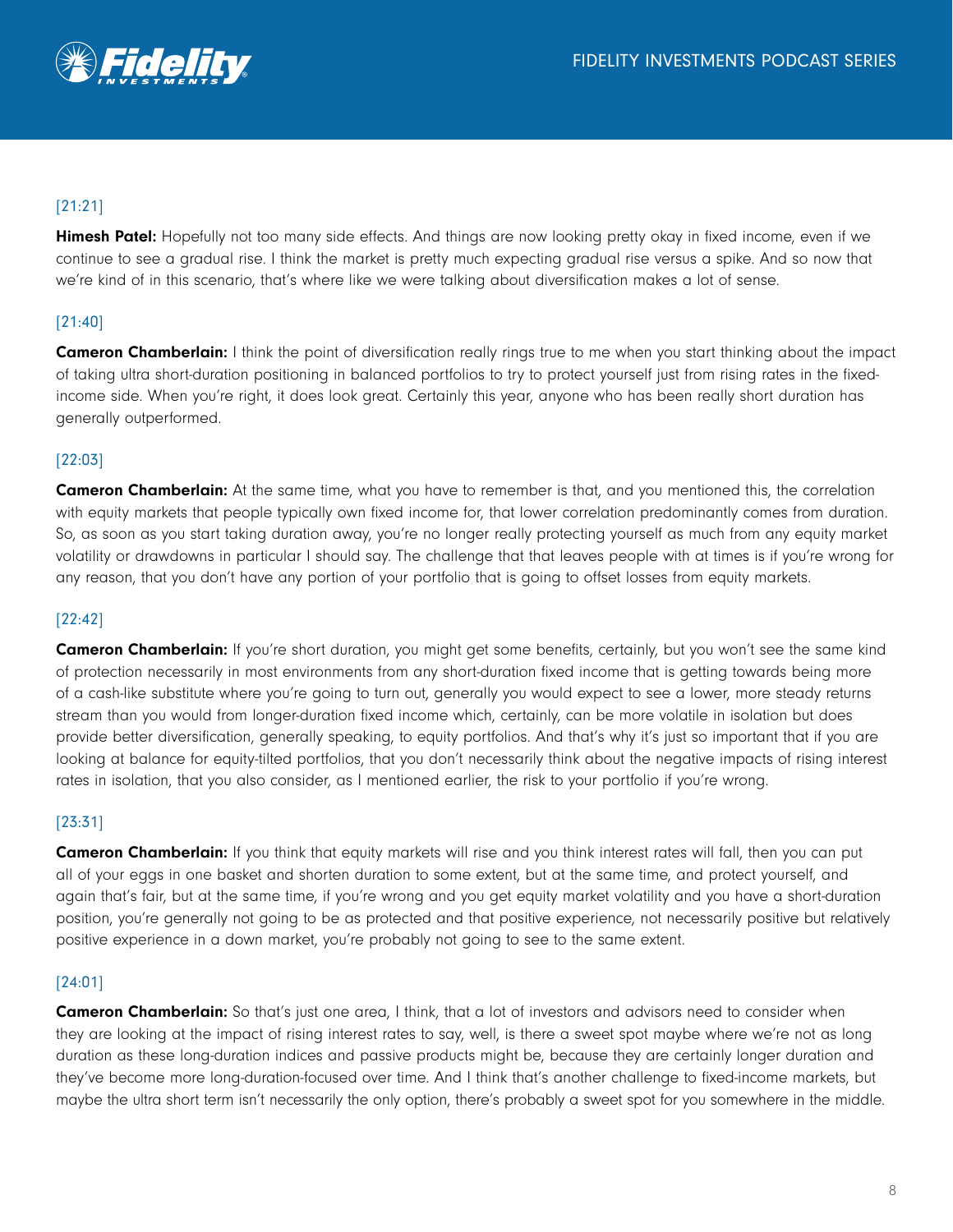[21:21]

**Himesh Patel:** Hopefully not too many side effects. And things are now looking pretty okay in fixed income, even if we continue to see a gradual rise. I think the market is pretty much expecting gradual rise versus a spike. And so now that we're kind of in this scenario, that's where like we were talking about diversification makes a lot of sense.

[21:40]

**Cameron Chamberlain:** I think the point of diversification really rings true to me when you start thinking about the impact of taking ultra short-duration positioning in balanced portfolios to try to protect yourself just from rising rates in the fixed-income side. When you're right, it does look great. Certainly this year, anyone who has been really short duration has generally outperformed.

[22:03]

**Cameron Chamberlain:** At the same time, what you have to remember is that, and you mentioned this, the correlation with equity markets that people typically own fixed income for, that lower correlation predominantly comes from duration. So, as soon as you start taking duration away, you're no longer really protecting yourself as much from any equity market volatility or drawdowns in particular I should say. The challenge that that leaves people with at times is if you're wrong for any reason, that you don't have any portion of your portfolio that is going to offset losses from equity markets.

[22:42]

**Cameron Chamberlain:** If you're short duration, you might get some benefits, certainly, but you won't see the same kind of protection necessarily in most environments from any short-duration fixed income that is getting towards being more of a cash-like substitute where you're going to turn out, generally you would expect to see a lower, more steady returns stream than you would from longer-duration fixed income which, certainly, can be more volatile in isolation but does provide better diversification, generally speaking, to equity portfolios. And that's why it's just so important that if you are looking at balance for equity-tilted portfolios, that you don't necessarily think about the negative impacts of rising interest rates in isolation, that you also consider, as I mentioned earlier, the risk to your portfolio if you're wrong.

[23:31]

**Cameron Chamberlain:** If you think that equity markets will rise and you think interest rates will fall, then you can put all of your eggs in one basket and shorten duration to some extent, but at the same time, and protect yourself, and again that's fair, but at the same time, if you're wrong and you get equity market volatility and you have a short-duration position, you're generally not going to be as protected and that positive experience, not necessarily positive but relatively positive experience in a down market, you're probably not going to see to the same extent.

[24:01]

**Cameron Chamberlain:** So that's just one area, I think, that a lot of investors and advisors need to consider when they are looking at the impact of rising interest rates to say, well, is there a sweet spot maybe where we're not as long duration as these long-duration indices and passive products might be, because they are certainly longer duration and they've become more long-duration-focused over time. And I think that's another challenge to fixed-income markets, but maybe the ultra short term isn't necessarily the only option, there's probably a sweet spot for you somewhere in the middle.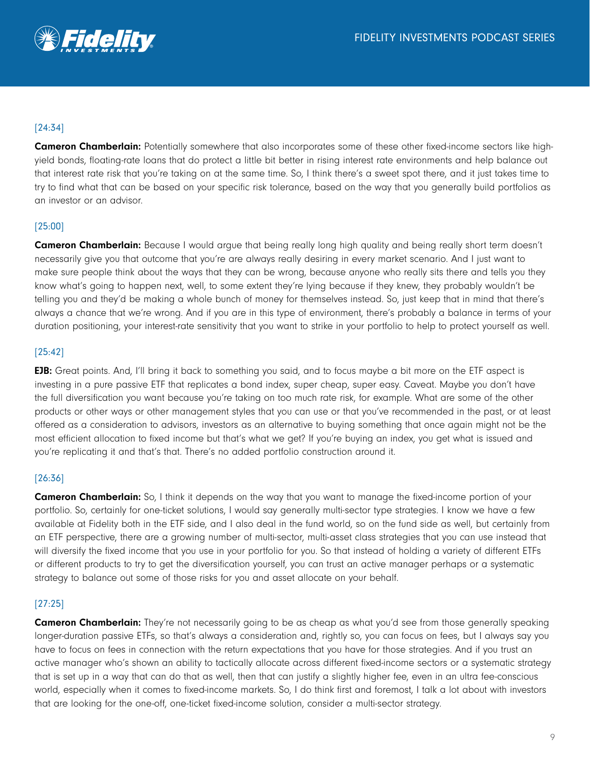[24:34]

**Cameron Chamberlain:** Potentially somewhere that also incorporates some of these other fixed-income sectors like high-yield bonds, floating-rate loans that do protect a little bit better in rising interest rate environments and help balance out that interest rate risk that you're taking on at the same time. So, I think there's a sweet spot there, and it just takes time to try to find what that can be based on your specific risk tolerance, based on the way that you generally build portfolios as an investor or an advisor.

[25:00]

**Cameron Chamberlain:** Because I would argue that being really long high quality and being really short term doesn't necessarily give you that outcome that you're are always really desiring in every market scenario. And I just want to make sure people think about the ways that they can be wrong, because anyone who really sits there and tells you they know what's going to happen next, well, to some extent they're lying because if they knew, they probably wouldn't be telling you and they'd be making a whole bunch of money for themselves instead. So, just keep that in mind that there's always a chance that we're wrong. And if you are in this type of environment, there's probably a balance in terms of your duration positioning, your interest-rate sensitivity that you want to strike in your portfolio to help to protect yourself as well.

[25:42]

**EJB:** Great points. And, I'll bring it back to something you said, and to focus maybe a bit more on the ETF aspect is investing in a pure passive ETF that replicates a bond index, super cheap, super easy. Caveat. Maybe you don't have the full diversification you want because you're taking on too much rate risk, for example. What are some of the other products or other ways or other management styles that you can use or that you've recommended in the past, or at least offered as a consideration to advisors, investors as an alternative to buying something that once again might not be the most efficient allocation to fixed income but that's what we get? If you're buying an index, you get what is issued and you're replicating it and that's that. There's no added portfolio construction around it.

[26:36]

**Cameron Chamberlain:** So, I think it depends on the way that you want to manage the fixed-income portion of your portfolio. So, certainly for one-ticket solutions, I would say generally multi-sector type strategies. I know we have a few available at Fidelity both in the ETF side, and I also deal in the fund world, so on the fund side as well, but certainly from an ETF perspective, there are a growing number of multi-sector, multi-asset class strategies that you can use instead that will diversify the fixed income that you use in your portfolio for you. So that instead of holding a variety of different ETFs or different products to try to get the diversification yourself, you can trust an active manager perhaps or a systematic strategy to balance out some of those risks for you and asset allocate on your behalf.

[27:25]

**Cameron Chamberlain:** They're not necessarily going to be as cheap as what you'd see from those generally speaking longer-duration passive ETFs, so that's always a consideration and, rightly so, you can focus on fees, but I always say you have to focus on fees in connection with the return expectations that you have for those strategies. And if you trust an active manager who's shown an ability to tactically allocate across different fixed-income sectors or a systematic strategy that is set up in a way that can do that as well, then that can justify a slightly higher fee, even in an ultra fee-conscious world, especially when it comes to fixed-income markets. So, I do think first and foremost, I talk a lot about with investors that are looking for the one-off, one-ticket fixed-income solution, consider a multi-sector strategy.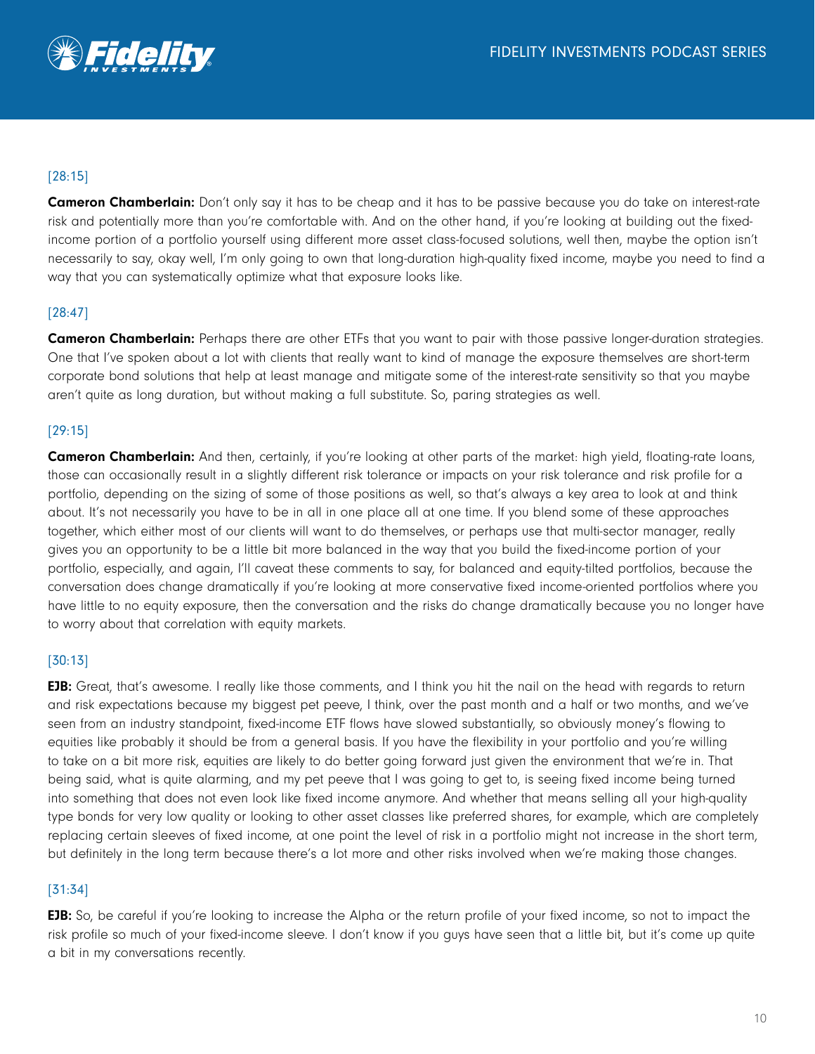[28:15]

**Cameron Chamberlain:** Don't only say it has to be cheap and it has to be passive because you do take on interest-rate risk and potentially more than you're comfortable with. And on the other hand, if you're looking at building out the fixed-income portion of a portfolio yourself using different more asset class-focused solutions, well then, maybe the option isn't necessarily to say, okay well, I'm only going to own that long-duration high-quality fixed income, maybe you need to find a way that you can systematically optimize what that exposure looks like.

[28:47]

**Cameron Chamberlain:** Perhaps there are other ETFs that you want to pair with those passive longer-duration strategies. One that I've spoken about a lot with clients that really want to kind of manage the exposure themselves are short-term corporate bond solutions that help at least manage and mitigate some of the interest-rate sensitivity so that you maybe aren't quite as long duration, but without making a full substitute. So, paring strategies as well.

[29:15]

**Cameron Chamberlain:** And then, certainly, if you're looking at other parts of the market: high yield, floating-rate loans, those can occasionally result in a slightly different risk tolerance or impacts on your risk tolerance and risk profile for a portfolio, depending on the sizing of some of those positions as well, so that's always a key area to look at and think about. It's not necessarily you have to be in all in one place all at one time. If you blend some of these approaches together, which either most of our clients will want to do themselves, or perhaps use that multi-sector manager, really gives you an opportunity to be a little bit more balanced in the way that you build the fixed-income portion of your portfolio, especially, and again, I'll caveat these comments to say, for balanced and equity-tilted portfolios, because the conversation does change dramatically if you're looking at more conservative fixed income-oriented portfolios where you have little to no equity exposure, then the conversation and the risks do change dramatically because you no longer have to worry about that correlation with equity markets.

[30:13]

**EJB:** Great, that's awesome. I really like those comments, and I think you hit the nail on the head with regards to return and risk expectations because my biggest pet peeve, I think, over the past month and a half or two months, and we've seen from an industry standpoint, fixed-income ETF flows have slowed substantially, so obviously money's flowing to equities like probably it should be from a general basis. If you have the flexibility in your portfolio and you're willing to take on a bit more risk, equities are likely to do better going forward just given the environment that we're in. That being said, what is quite alarming, and my pet peeve that I was going to get to, is seeing fixed income being turned into something that does not even look like fixed income anymore. And whether that means selling all your high-quality type bonds for very low quality or looking to other asset classes like preferred shares, for example, which are completely replacing certain sleeves of fixed income, at one point the level of risk in a portfolio might not increase in the short term, but definitely in the long term because there's a lot more and other risks involved when we're making those changes.

[31:34]

**EJB:** So, be careful if you're looking to increase the Alpha or the return profile of your fixed income, so not to impact the risk profile so much of your fixed-income sleeve. I don't know if you guys have seen that a little bit, but it's come up quite a bit in my conversations recently.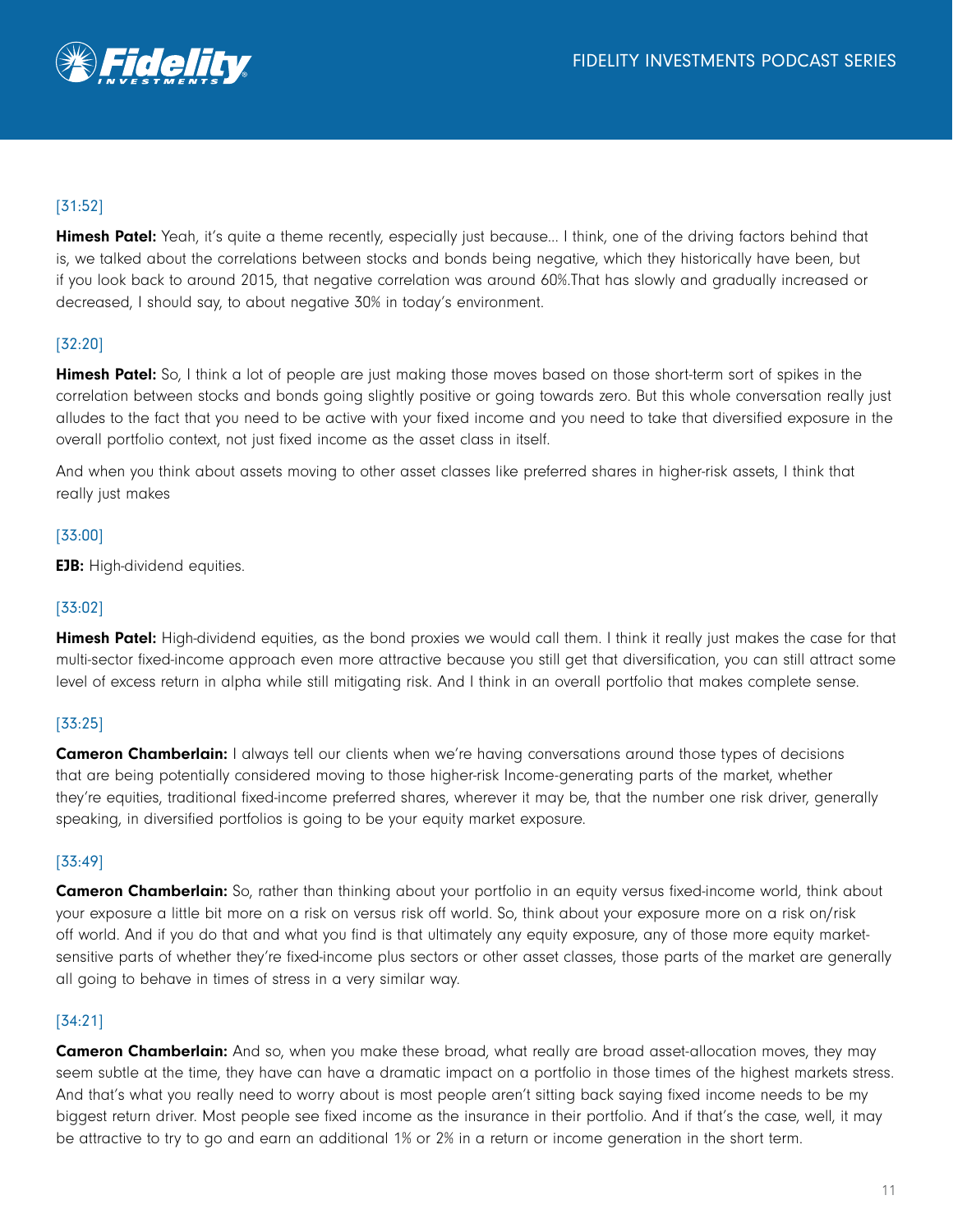[31:52]

**Himesh Patel:** Yeah, it's quite a theme recently, especially just because... I think, one of the driving factors behind that is, we talked about the correlations between stocks and bonds being negative, which they historically have been, but if you look back to around 2015, that negative correlation was around 60%.That has slowly and gradually increased or decreased, I should say, to about negative 30% in today's environment.

[32:20]

**Himesh Patel:** So, I think a lot of people are just making those moves based on those short-term sort of spikes in the correlation between stocks and bonds going slightly positive or going towards zero. But this whole conversation really just alludes to the fact that you need to be active with your fixed income and you need to take that diversified exposure in the overall portfolio context, not just fixed income as the asset class in itself.

And when you think about assets moving to other asset classes like preferred shares in higher-risk assets, I think that really just makes

[33:00]

**EJB:** High-dividend equities.

[33:02]

**Himesh Patel:** High-dividend equities, as the bond proxies we would call them. I think it really just makes the case for that multi-sector fixed-income approach even more attractive because you still get that diversification, you can still attract some level of excess return in alpha while still mitigating risk. And I think in an overall portfolio that makes complete sense.

[33:25]

**Cameron Chamberlain:** I always tell our clients when we're having conversations around those types of decisions that are being potentially considered moving to those higher-risk Income-generating parts of the market, whether they're equities, traditional fixed-income preferred shares, wherever it may be, that the number one risk driver, generally speaking, in diversified portfolios is going to be your equity market exposure.

[33:49]

**Cameron Chamberlain:** So, rather than thinking about your portfolio in an equity versus fixed-income world, think about your exposure a little bit more on a risk on versus risk off world. So, think about your exposure more on a risk on/risk off world. And if you do that and what you find is that ultimately any equity exposure, any of those more equity market-sensitive parts of whether they're fixed-income plus sectors or other asset classes, those parts of the market are generally all going to behave in times of stress in a very similar way.

[34:21]

**Cameron Chamberlain:** And so, when you make these broad, what really are broad asset-allocation moves, they may seem subtle at the time, they have can have a dramatic impact on a portfolio in those times of the highest markets stress. And that's what you really need to worry about is most people aren't sitting back saying fixed income needs to be my biggest return driver. Most people see fixed income as the insurance in their portfolio. And if that's the case, well, it may be attractive to try to go and earn an additional 1% or 2% in a return or income generation in the short term.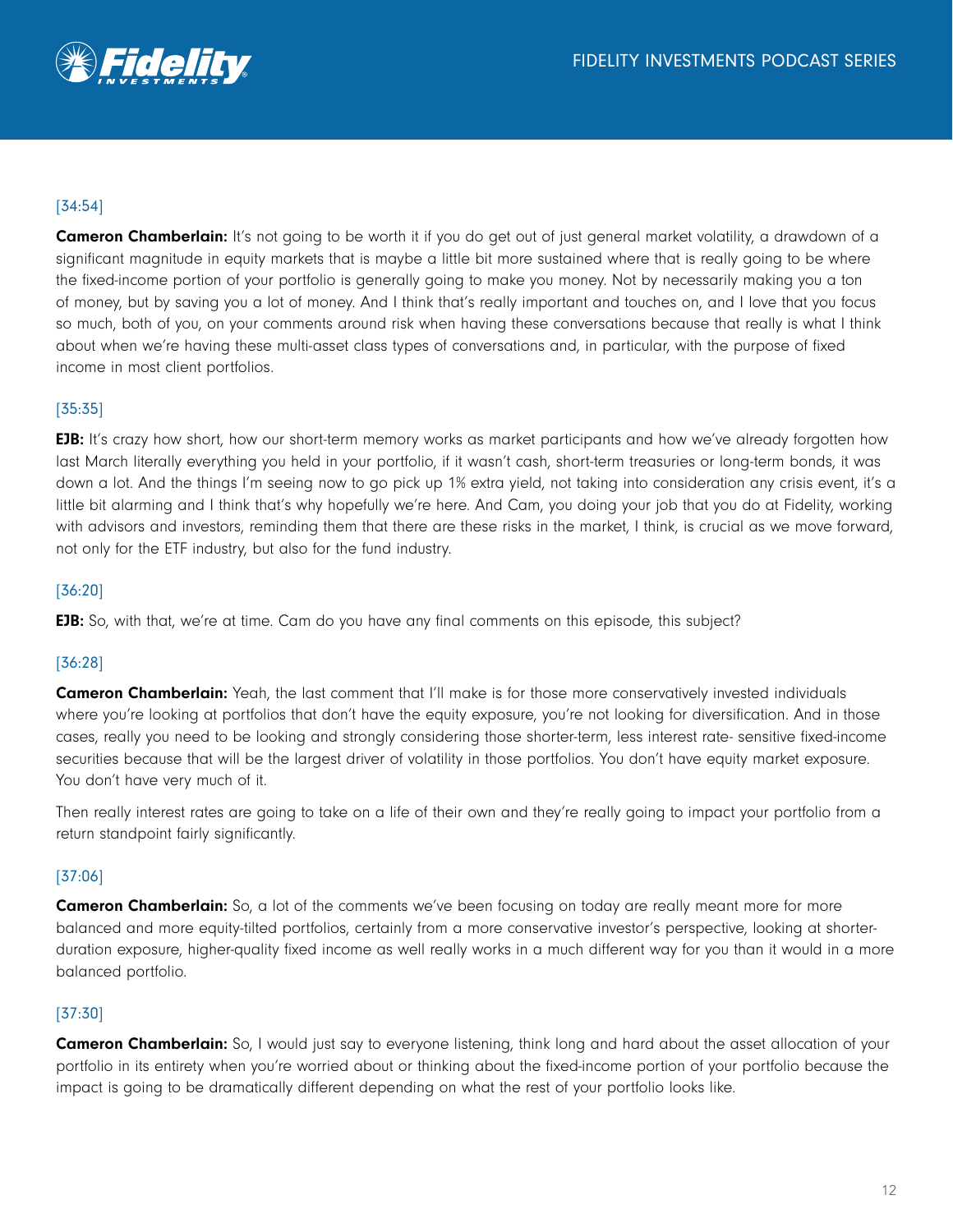[34:54]

**Cameron Chamberlain:** It's not going to be worth it if you do get out of just general market volatility, a drawdown of a significant magnitude in equity markets that is maybe a little bit more sustained where that is really going to be where the fixed-income portion of your portfolio is generally going to make you money. Not by necessarily making you a ton of money, but by saving you a lot of money. And I think that's really important and touches on, and I love that you focus so much, both of you, on your comments around risk when having these conversations because that really is what I think about when we're having these multi-asset class types of conversations and, in particular, with the purpose of fixed income in most client portfolios.

[35:35]

**EJB:** It's crazy how short, how our short-term memory works as market participants and how we've already forgotten how last March literally everything you held in your portfolio, if it wasn't cash, short-term treasuries or long-term bonds, it was down a lot. And the things I'm seeing now to go pick up 1% extra yield, not taking into consideration any crisis event, it's a little bit alarming and I think that's why hopefully we're here. And Cam, you doing your job that you do at Fidelity, working with advisors and investors, reminding them that there are these risks in the market, I think, is crucial as we move forward, not only for the ETF industry, but also for the fund industry.

[36:20]

**EJB:** So, with that, we're at time. Cam do you have any final comments on this episode, this subject?

[36:28]

**Cameron Chamberlain:** Yeah, the last comment that I'll make is for those more conservatively invested individuals where you're looking at portfolios that don't have the equity exposure, you're not looking for diversification. And in those cases, really you need to be looking and strongly considering those shorter-term, less interest rate- sensitive fixed-income securities because that will be the largest driver of volatility in those portfolios. You don't have equity market exposure. You don't have very much of it.

Then really interest rates are going to take on a life of their own and they're really going to impact your portfolio from a return standpoint fairly significantly.

[37:06]

**Cameron Chamberlain:** So, a lot of the comments we've been focusing on today are really meant more for more balanced and more equity-tilted portfolios, certainly from a more conservative investor's perspective, looking at shorter-duration exposure, higher-quality fixed income as well really works in a much different way for you than it would in a more balanced portfolio.

[37:30]

**Cameron Chamberlain:** So, I would just say to everyone listening, think long and hard about the asset allocation of your portfolio in its entirety when you're worried about or thinking about the fixed-income portion of your portfolio because the impact is going to be dramatically different depending on what the rest of your portfolio looks like.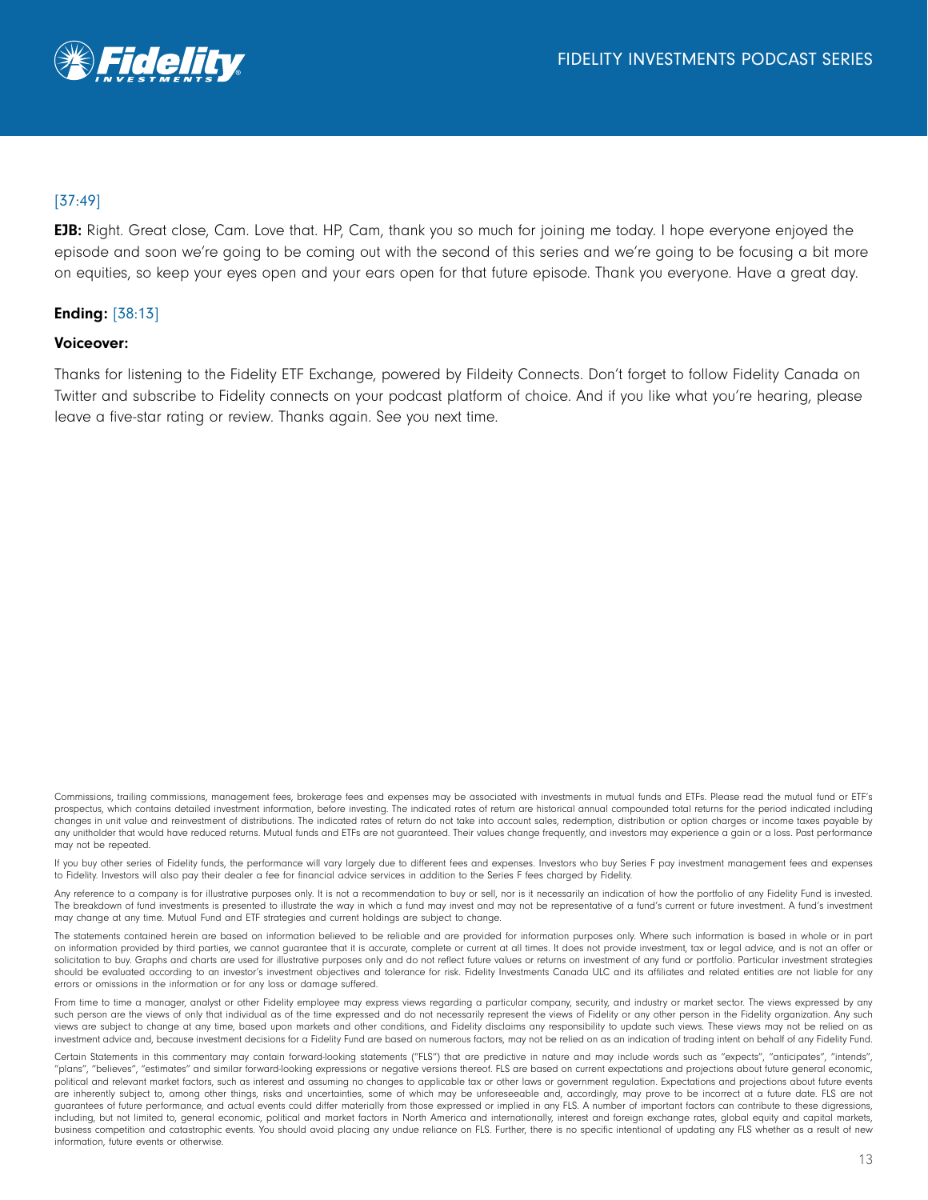[37:49]

**EJB:** Right. Great close, Cam. Love that. HP, Cam, thank you so much for joining me today. I hope everyone enjoyed the episode and soon we're going to be coming out with the second of this series and we're going to be focusing a bit more on equities, so keep your eyes open and your ears open for that future episode. Thank you everyone. Have a great day.

**Ending:** [38:13]

**Voiceover:**

Thanks for listening to the Fidelity ETF Exchange, powered by Fildeity Connects. Don't forget to follow Fidelity Canada on Twitter and subscribe to Fidelity connects on your podcast platform of choice. And if you like what you're hearing, please leave a five-star rating or review. Thanks again. See you next time.

Commissions, trailing commissions, management fees, brokerage fees and expenses may be associated with investments in mutual funds and ETFs. Please read the mutual fund or ETF's prospectus, which contains detailed investment information, before investing. The indicated rates of return are historical annual compounded total returns for the period indicated including changes in unit value and reinvestment of distributions. The indicated rates of return do not take into account sales, redemption, distribution or option charges or income taxes payable by any unitholder that would have reduced returns. Mutual funds and ETFs are not guaranteed. Their values change frequently, and investors may experience a gain or a loss. Past performance may not be repeated.

If you buy other series of Fidelity funds, the performance will vary largely due to different fees and expenses. Investors who buy Series F pay investment management fees and expenses to Fidelity. Investors will also pay their dealer a fee for financial advice services in addition to the Series F fees charged by Fidelity.

Any reference to a company is for illustrative purposes only. It is not a recommendation to buy or sell, nor is it necessarily an indication of how the portfolio of any Fidelity Fund is invested. The breakdown of fund investments is presented to illustrate the way in which a fund may invest and may not be representative of a fund's current or future investment. A fund's investment may change at any time. Mutual Fund and ETF strategies and current holdings are subject to change.

The statements contained herein are based on information believed to be reliable and are provided for information purposes only. Where such information is based in whole or in part on information provided by third parties, we cannot guarantee that it is accurate, complete or current at all times. It does not provide investment, tax or legal advice, and is not an offer or solicitation to buy. Graphs and charts are used for illustrative purposes only and do not reflect future values or returns on investment of any fund or portfolio. Particular investment strategies should be evaluated according to an investor's investment objectives and tolerance for risk. Fidelity Investments Canada ULC and its affiliates and related entities are not liable for any errors or omissions in the information or for any loss or damage suffered.

From time to time a manager, analyst or other Fidelity employee may express views regarding a particular company, security, and industry or market sector. The views expressed by any such person are the views of only that individual as of the time expressed and do not necessarily represent the views of Fidelity or any other person in the Fidelity organization. Any such views are subject to change at any time, based upon markets and other conditions, and Fidelity disclaims any responsibility to update such views. These views may not be relied on as investment advice and, because investment decisions for a Fidelity Fund are based on numerous factors, may not be relied on as an indication of trading intent on behalf of any Fidelity Fund.

Certain Statements in this commentary may contain forward-looking statements ("FLS") that are predictive in nature and may include words such as "expects", "anticipates", "intends", "plans", "believes", "estimates" and similar forward-looking expressions or negative versions thereof. FLS are based on current expectations and projections about future general economic, political and relevant market factors, such as interest and assuming no changes to applicable tax or other laws or government regulation. Expectations and projections about future events are inherently subject to, among other things, risks and uncertainties, some of which may be unforeseeable and, accordingly, may prove to be incorrect at a future date. FLS are not guarantees of future performance, and actual events could differ materially from those expressed or implied in any FLS. A number of important factors can contribute to these digressions, including, but not limited to, general economic, political and market factors in North America and internationally, interest and foreign exchange rates, global equity and capital markets, business competition and catastrophic events. You should avoid placing any undue reliance on FLS. Further, there is no specific intentional of updating any FLS whether as a result of new information, future events or otherwise.